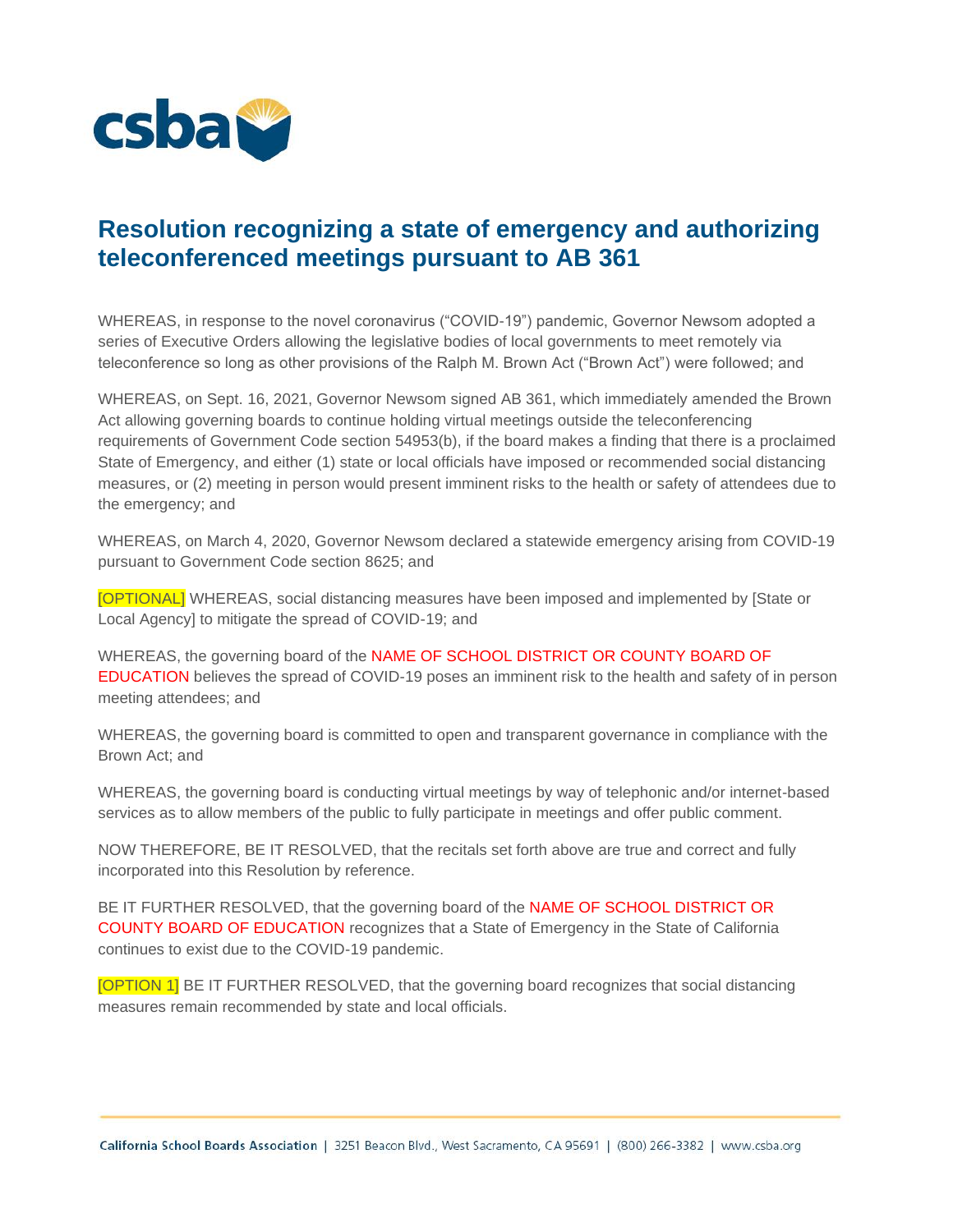csba

# Resolution recognizing a state of emergency and authorizing teleconferenced meetings pursuant to AB 361

WHEREAS, in response to the novel coronavirus ("COVID-19") pandemic, Governor Newsom adopted a series of Executive Orders allowing the legislative bodies of local governments to meet remotely via teleconference so long as other provisions of the Ralph M. Brown Act ("Brown Act") were followed; and

WHEREAS, on Sept. 16, 2021, Governor Newsom signed AB 361, which immediately amended the Brown Act allowing governing boards to continue holding virtual meetings outside the teleconferencing requirements of Government Code section 54953(b), if the board makes a finding that there is a proclaimed State of Emergency, and either (1) state or local officials have imposed or recommended social distancing measures, or (2) meeting in person would present imminent risks to the health or safety of attendees due to the emergency; and

WHEREAS, on March 4, 2020, Governor Newsom declared a statewide emergency arising from COVID-19 pursuant to Government Code section 8625; and

[OPTIONAL] WHEREAS, social distancing measures have been imposed and implemented by [State or Local Agency] to mitigate the spread of COVID-19; and

WHEREAS, the governing board of the NAME OF SCHOOL DISTRICT OR COUNTY BOARD OF EDUCATION believes the spread of COVID-19 poses an imminent risk to the health and safety of in person meeting attendees; and

WHEREAS, the governing board is committed to open and transparent governance in compliance with the Brown Act; and

WHEREAS, the governing board is conducting virtual meetings by way of telephonic and/or internet-based services as to allow members of the public to fully participate in meetings and offer public comment.

NOW THEREFORE, BE IT RESOLVED, that the recitals set forth above are true and correct and fully incorporated into this Resolution by reference.

BE IT FURTHER RESOLVED, that the governing board of the NAME OF SCHOOL DISTRICT OR COUNTY BOARD OF EDUCATION recognizes that a State of Emergency in the State of California continues to exist due to the COVID-19 pandemic.

[OPTION 1] BE IT FURTHER RESOLVED, that the governing board recognizes that social distancing measures remain recommended by state and local officials.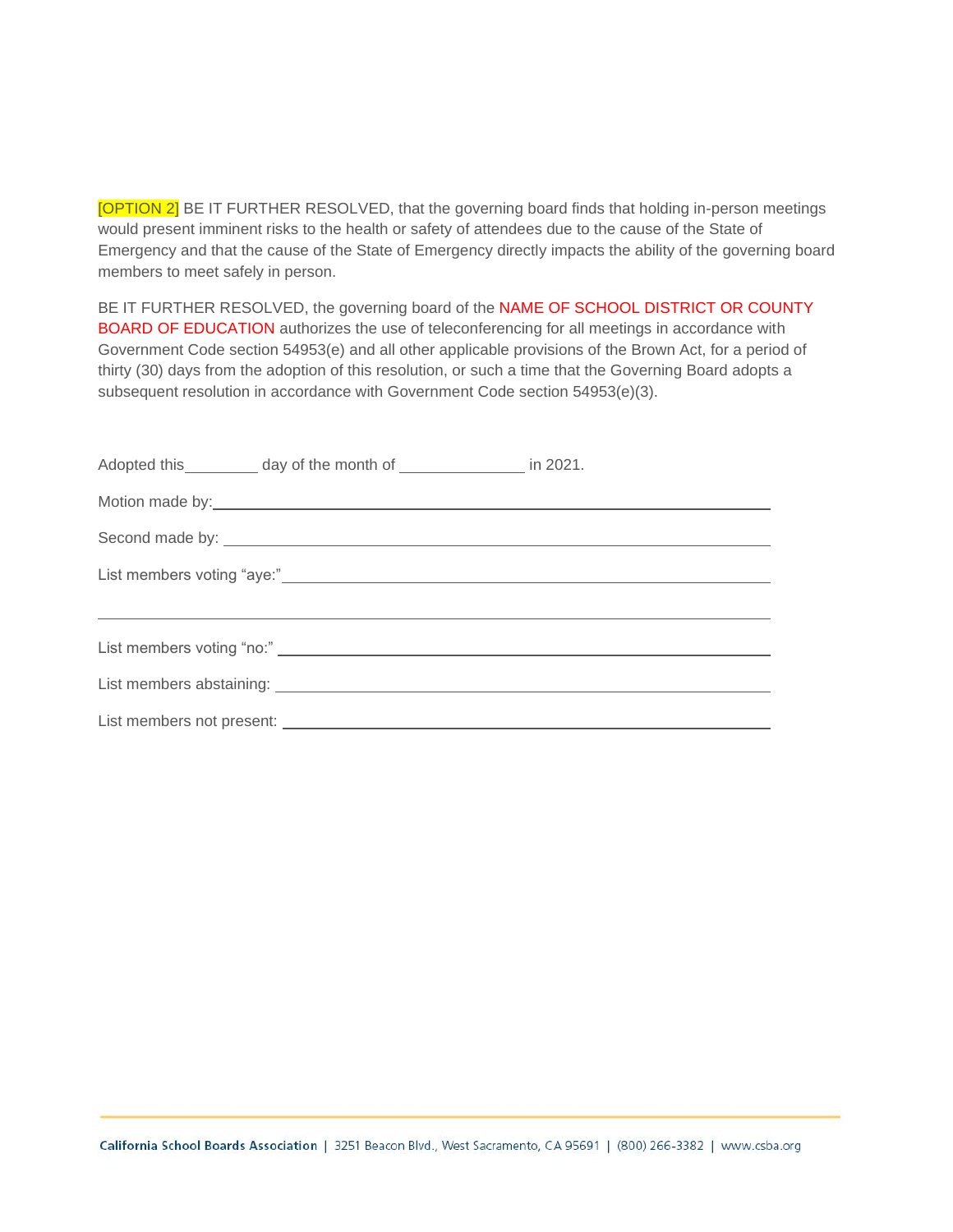[OPTION 2] BE IT FURTHER RESOLVED, that the governing board finds that holding in-person meetings would present imminent risks to the health or safety of attendees due to the cause of the State of Emergency and that the cause of the State of Emergency directly impacts the ability of the governing board members to meet safely in person.

BE IT FURTHER RESOLVED, the governing board of the NAME OF SCHOOL DISTRICT OR COUNTY BOARD OF EDUCATION authorizes the use of teleconferencing for all meetings in accordance with Government Code section 54953(e) and all other applicable provisions of the Brown Act, for a period of thirty (30) days from the adoption of this resolution, or such a time that the Governing Board adopts a subsequent resolution in accordance with Government Code section 54953(e)(3).

Adopted this_________ day of the month of _______________ in 2021.

Motion made by: ____________________________________________

Second made by: ____________________________________________

List members voting "aye:" ____________________________________________

____________________________________________

List members voting "no:" ____________________________________________

List members abstaining: ____________________________________________

List members not present: ____________________________________________